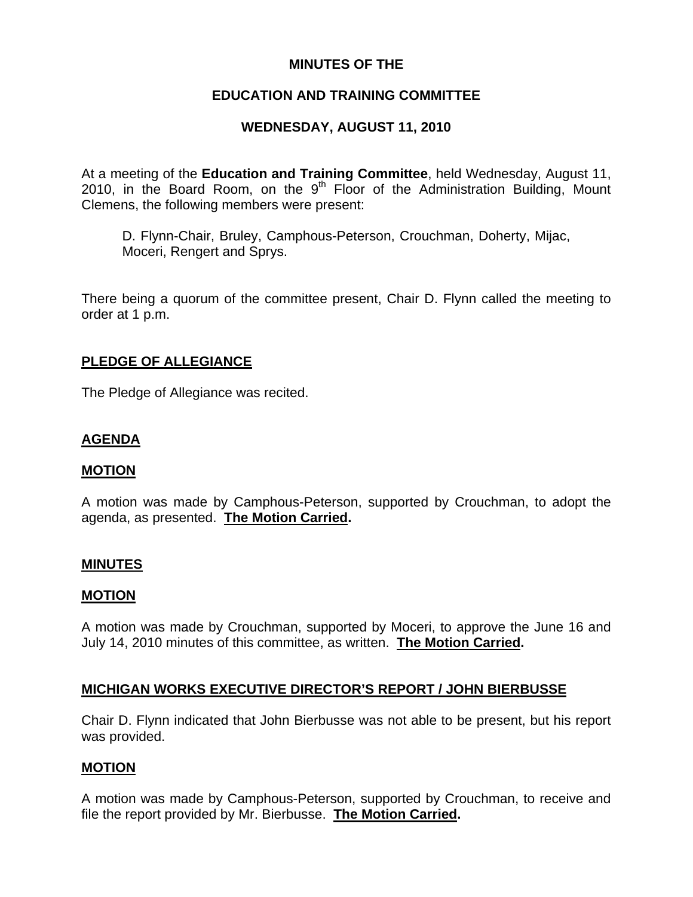# MINUTES OF THE

## EDUCATION AND TRAINING COMMITTEE

## WEDNESDAY, AUGUST 11, 2010

At a meeting of the **Education and Training Committee**, held Wednesday, August 11, 2010, in the Board Room, on the 9th Floor of the Administration Building, Mount Clemens, the following members were present:

> D. Flynn-Chair, Bruley, Camphous-Peterson, Crouchman, Doherty, Mijac, Moceri, Rengert and Sprys.

There being a quorum of the committee present, Chair D. Flynn called the meeting to order at 1 p.m.

### PLEDGE OF ALLEGIANCE

The Pledge of Allegiance was recited.

### AGENDA

### MOTION

A motion was made by Camphous-Peterson, supported by Crouchman, to adopt the agenda, as presented. **The Motion Carried.**

### MINUTES

### MOTION

A motion was made by Crouchman, supported by Moceri, to approve the June 16 and July 14, 2010 minutes of this committee, as written. **The Motion Carried.**

### MICHIGAN WORKS EXECUTIVE DIRECTOR'S REPORT / JOHN BIERBUSSE

Chair D. Flynn indicated that John Bierbusse was not able to be present, but his report was provided.

### MOTION

A motion was made by Camphous-Peterson, supported by Crouchman, to receive and file the report provided by Mr. Bierbusse. **The Motion Carried.**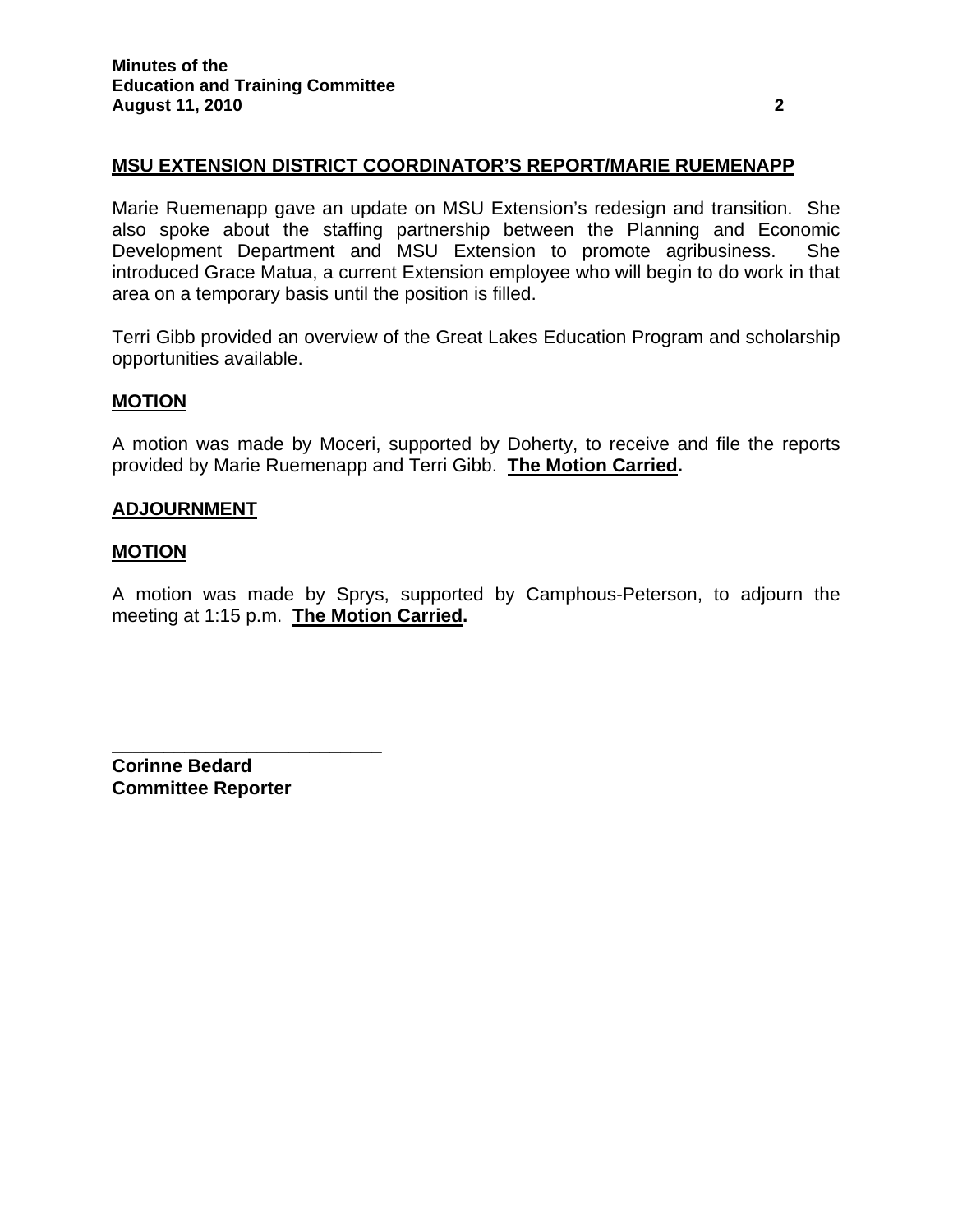## MSU EXTENSION DISTRICT COORDINATOR'S REPORT/MARIE RUEMENAPP

Marie Ruemenapp gave an update on MSU Extension's redesign and transition. She also spoke about the staffing partnership between the Planning and Economic Development Department and MSU Extension to promote agribusiness. She introduced Grace Matua, a current Extension employee who will begin to do work in that area on a temporary basis until the position is filled.

Terri Gibb provided an overview of the Great Lakes Education Program and scholarship opportunities available.

## MOTION

A motion was made by Moceri, supported by Doherty, to receive and file the reports provided by Marie Ruemenapp and Terri Gibb. **The Motion Carried.**

## ADJOURNMENT

## MOTION

A motion was made by Sprys, supported by Camphous-Peterson, to adjourn the meeting at 1:15 p.m. **The Motion Carried.**

\_\_\_\_\_\_\_\_\_\_\_\_\_\_\_\_\_\_\_\_\_\_\_\_\_\_\_\_

**Corinne Bedard**
**Committee Reporter**